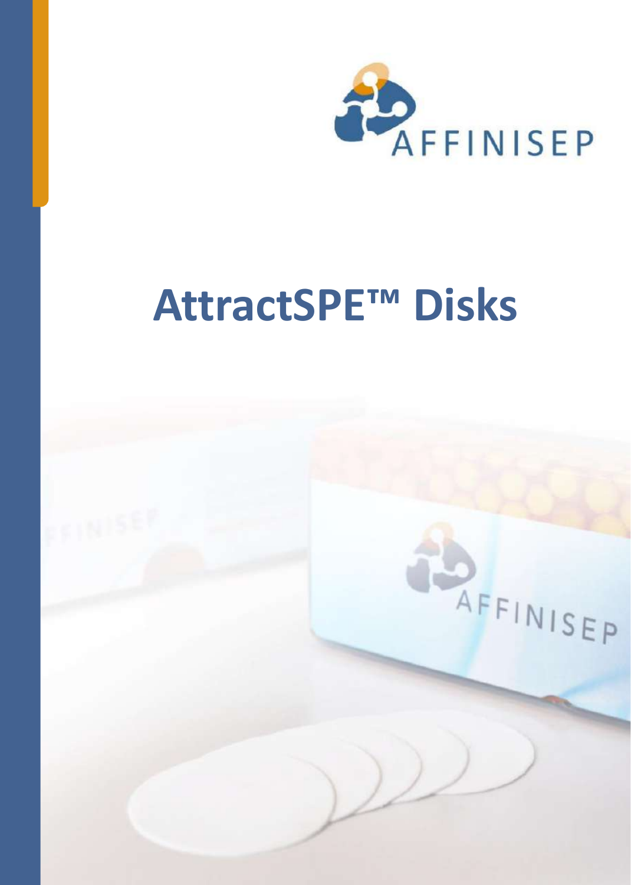AFFINISEP

# AttractSPE™ Disks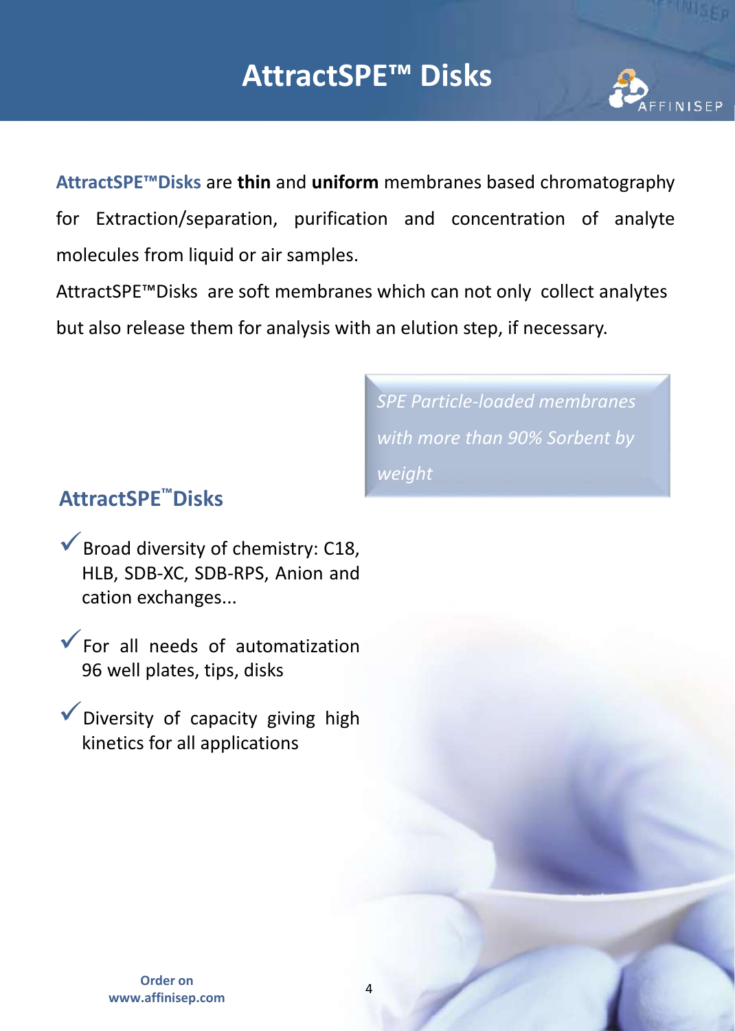# AttractSPE™ Disks

**AttractSPE™Disks** are **thin** and **uniform** membranes based chromatography for Extraction/separation, purification and concentration of analyte molecules from liquid or air samples.

AttractSPE™Disks are soft membranes which can not only collect analytes but also release them for analysis with an elution step, if necessary.

*SPE Particle-loaded membranes with more than 90% Sorbent by weight*

## AttractSPE™Disks

- ✓ Broad diversity of chemistry: C18, HLB, SDB-XC, SDB-RPS, Anion and cation exchanges...
- ✓ For all needs of automatization 96 well plates, tips, disks
- ✓ Diversity of capacity giving high kinetics for all applications

**Order on www.affinisep.com**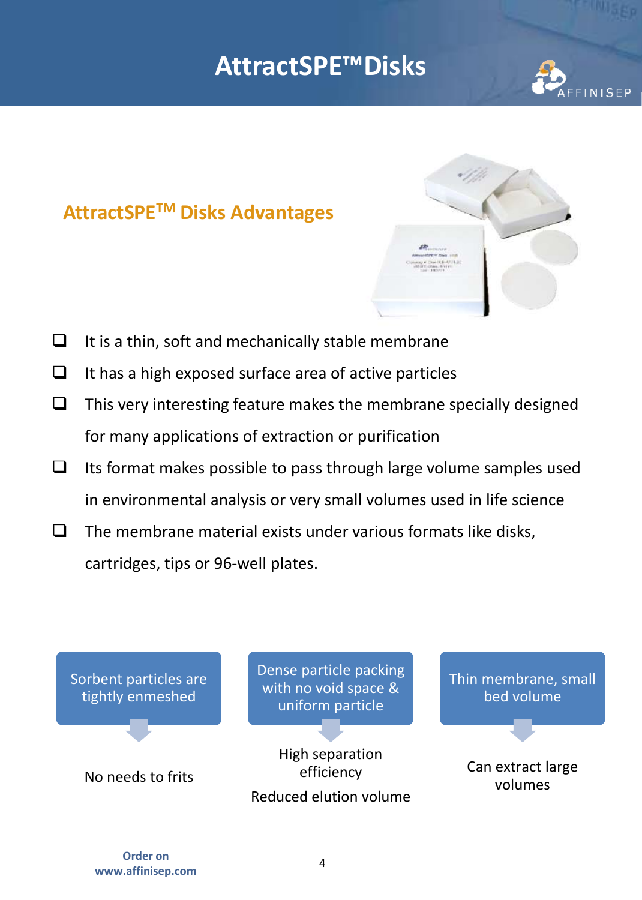# AttractSPE™ Disks

## AttractSPE™ Disks Advantages

- It is a thin, soft and mechanically stable membrane
- It has a high exposed surface area of active particles
- This very interesting feature makes the membrane specially designed for many applications of extraction or purification
- Its format makes possible to pass through large volume samples used in environmental analysis or very small volumes used in life science
- The membrane material exists under various formats like disks, cartridges, tips or 96-well plates.

| Sorbent particles are tightly enmeshed | Dense particle packing with no void space & uniform particle | Thin membrane, small bed volume |
| --- | --- | --- |
| No needs to frits | High separation efficiency<br>Reduced elution volume | Can extract large volumes |

**Order on www.affinisep.com**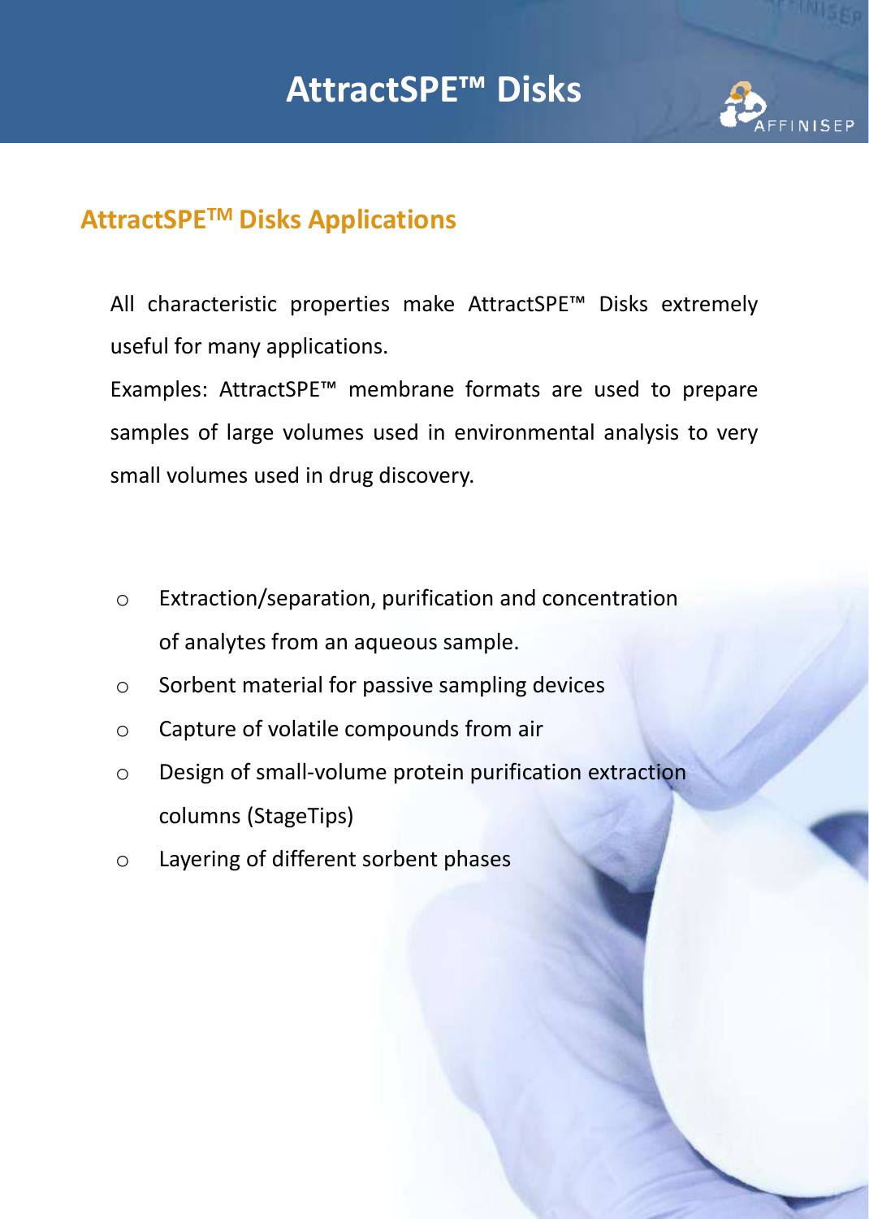## AttractSPE™ Disks Applications

All characteristic properties make AttractSPE™ Disks extremely useful for many applications.

Examples: AttractSPE™ membrane formats are used to prepare samples of large volumes used in environmental analysis to very small volumes used in drug discovery.

- Extraction/separation, purification and concentration of analytes from an aqueous sample.
- Sorbent material for passive sampling devices
- Capture of volatile compounds from air
- Design of small-volume protein purification extraction columns (StageTips)
- Layering of different sorbent phases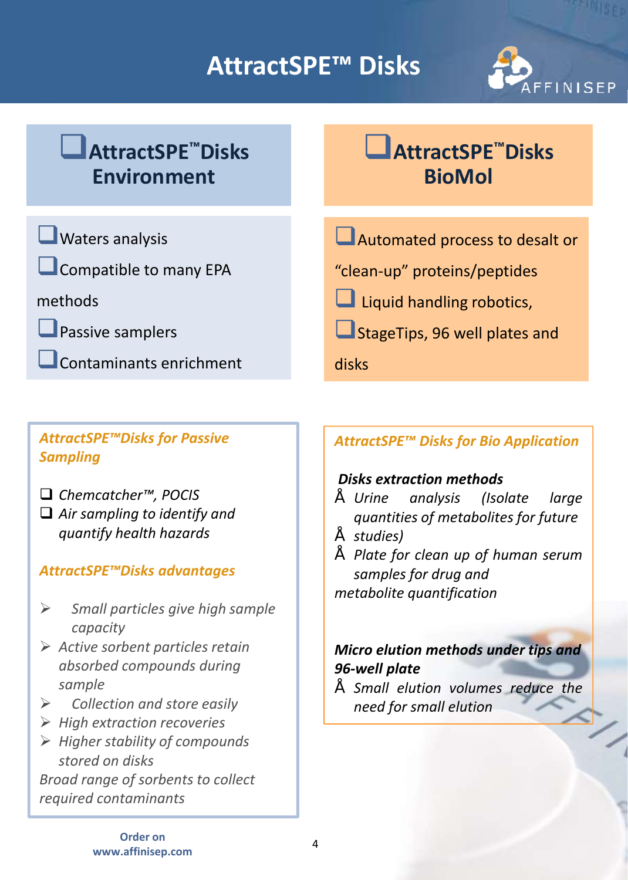# AttractSPE™ Disks

## AttractSPE™ Disks Environment

- Waters analysis
- Compatible to many EPA methods
- Passive samplers
- Contaminants enrichment

## AttractSPE™ Disks BioMol

- Automated process to desalt or "clean-up" proteins/peptides
- Liquid handling robotics,
- StageTips, 96 well plates and disks

### *AttractSPE™Disks for Passive Sampling*

- *Chemcatcher™, POCIS*
- *Air sampling to identify and quantify health hazards*

### *AttractSPE™Disks advantages*

- *Small particles give high sample capacity*
- *Active sorbent particles retain absorbed compounds during sample*
- *Collection and store easily*
- *High extraction recoveries*
- *Higher stability of compounds stored on disks*

*Broad range of sorbents to collect required contaminants*

### *AttractSPE™ Disks for Bio Application*

***Disks extraction methods***

- *Urine analysis (Isolate large quantities of metabolites for future*
- *studies)*
- *Plate for clean up of human serum samples for drug and*

*metabolite quantification*

***Micro elution methods under tips and 96-well plate***

- *Small elution volumes reduce the need for small elution*

Order on www.affinisep.com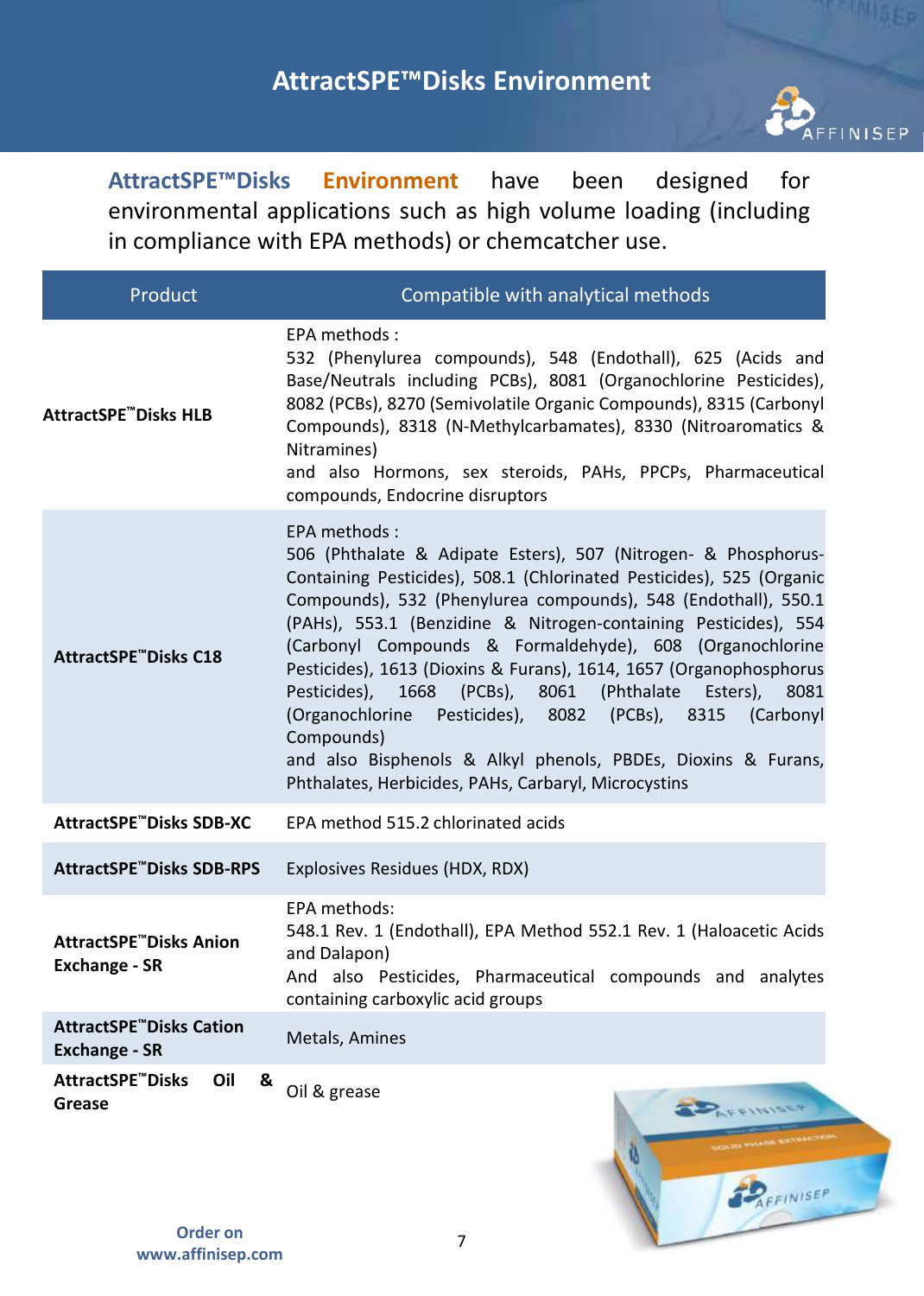# AttractSPE™Disks Environment

**AttractSPE™Disks Environment** have been designed for environmental applications such as high volume loading (including in compliance with EPA methods) or chemcatcher use.

| Product | Compatible with analytical methods |
|---|---|
| **AttractSPE™Disks HLB** | EPA methods : 532 (Phenylurea compounds), 548 (Endothall), 625 (Acids and Base/Neutrals including PCBs), 8081 (Organochlorine Pesticides), 8082 (PCBs), 8270 (Semivolatile Organic Compounds), 8315 (Carbonyl Compounds), 8318 (N-Methylcarbamates), 8330 (Nitroaromatics & Nitramines) and also Hormons, sex steroids, PAHs, PPCPs, Pharmaceutical compounds, Endocrine disruptors |
| **AttractSPE™Disks C18** | EPA methods : 506 (Phthalate & Adipate Esters), 507 (Nitrogen- & Phosphorus-Containing Pesticides), 508.1 (Chlorinated Pesticides), 525 (Organic Compounds), 532 (Phenylurea compounds), 548 (Endothall), 550.1 (PAHs), 553.1 (Benzidine & Nitrogen-containing Pesticides), 554 (Carbonyl Compounds & Formaldehyde), 608 (Organochlorine Pesticides), 1613 (Dioxins & Furans), 1614, 1657 (Organophosphorus Pesticides), 1668 (PCBs), 8061 (Phthalate Esters), 8081 (Organochlorine Pesticides), 8082 (PCBs), 8315 (Carbonyl Compounds) and also Bisphenols & Alkyl phenols, PBDEs, Dioxins & Furans, Phthalates, Herbicides, PAHs, Carbaryl, Microcystins |
| **AttractSPE™Disks SDB-XC** | EPA method 515.2 chlorinated acids |
| **AttractSPE™Disks SDB-RPS** | Explosives Residues (HDX, RDX) |
| **AttractSPE™Disks Anion Exchange - SR** | EPA methods: 548.1 Rev. 1 (Endothall), EPA Method 552.1 Rev. 1 (Haloacetic Acids and Dalapon) And also Pesticides, Pharmaceutical compounds and analytes containing carboxylic acid groups |
| **AttractSPE™Disks Cation Exchange - SR** | Metals, Amines |
| **AttractSPE™Disks Oil & Grease** | Oil & grease |

**Order on www.affinisep.com**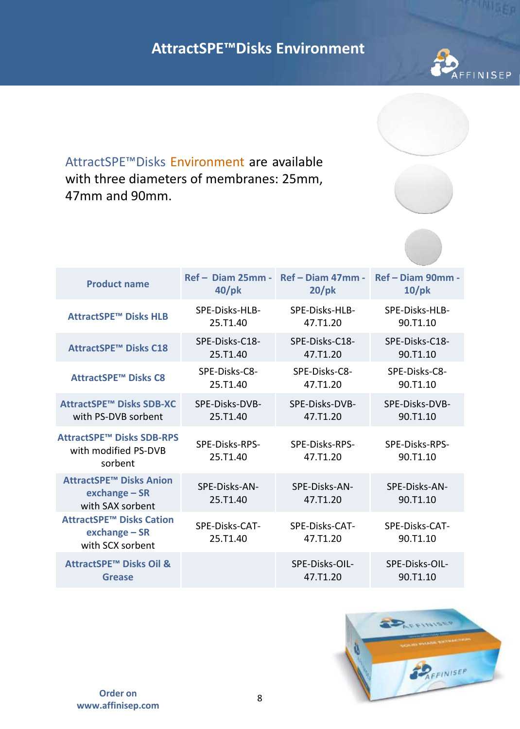# AttractSPE™Disks Environment

AttractSPE™Disks Environment are available with three diameters of membranes: 25mm, 47mm and 90mm.

| Product name | Ref – Diam 25mm - 40/pk | Ref – Diam 47mm - 20/pk | Ref – Diam 90mm - 10/pk |
|---|---|---|---|
| **AttractSPE™ Disks HLB** | SPE-Disks-HLB-25.T1.40 | SPE-Disks-HLB-47.T1.20 | SPE-Disks-HLB-90.T1.10 |
| **AttractSPE™ Disks C18** | SPE-Disks-C18-25.T1.40 | SPE-Disks-C18-47.T1.20 | SPE-Disks-C18-90.T1.10 |
| **AttractSPE™ Disks C8** | SPE-Disks-C8-25.T1.40 | SPE-Disks-C8-47.T1.20 | SPE-Disks-C8-90.T1.10 |
| **AttractSPE™ Disks SDB-XC** with PS-DVB sorbent | SPE-Disks-DVB-25.T1.40 | SPE-Disks-DVB-47.T1.20 | SPE-Disks-DVB-90.T1.10 |
| **AttractSPE™ Disks SDB-RPS** with modified PS-DVB sorbent | SPE-Disks-RPS-25.T1.40 | SPE-Disks-RPS-47.T1.20 | SPE-Disks-RPS-90.T1.10 |
| **AttractSPE™ Disks Anion exchange – SR** with SAX sorbent | SPE-Disks-AN-25.T1.40 | SPE-Disks-AN-47.T1.20 | SPE-Disks-AN-90.T1.10 |
| **AttractSPE™ Disks Cation exchange – SR** with SCX sorbent | SPE-Disks-CAT-25.T1.40 | SPE-Disks-CAT-47.T1.20 | SPE-Disks-CAT-90.T1.10 |
| **AttractSPE™ Disks Oil & Grease** | | SPE-Disks-OIL-47.T1.20 | SPE-Disks-OIL-90.T1.10 |

Order on www.affinisep.com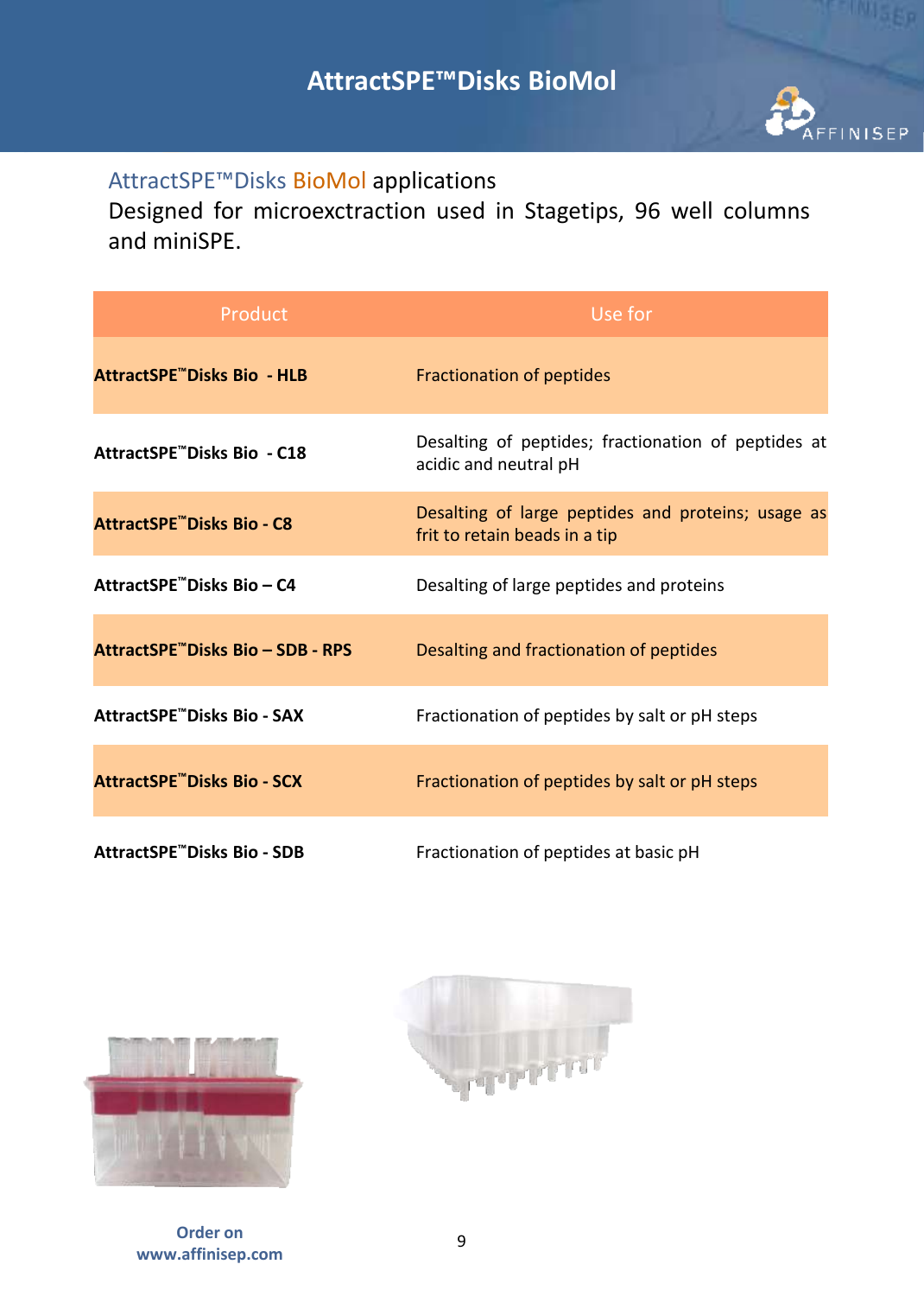# AttractSPE™Disks BioMol

## AttractSPE™Disks BioMol applications

Designed for microexctraction used in Stagetips, 96 well columns and miniSPE.

| Product | Use for |
|---|---|
| **AttractSPE™Disks Bio - HLB** | Fractionation of peptides |
| **AttractSPE™Disks Bio - C18** | Desalting of peptides; fractionation of peptides at acidic and neutral pH |
| **AttractSPE™Disks Bio - C8** | Desalting of large peptides and proteins; usage as frit to retain beads in a tip |
| **AttractSPE™Disks Bio – C4** | Desalting of large peptides and proteins |
| **AttractSPE™Disks Bio – SDB - RPS** | Desalting and fractionation of peptides |
| **AttractSPE™Disks Bio - SAX** | Fractionation of peptides by salt or pH steps |
| **AttractSPE™Disks Bio - SCX** | Fractionation of peptides by salt or pH steps |
| **AttractSPE™Disks Bio - SDB** | Fractionation of peptides at basic pH |

**Order on www.affinisep.com**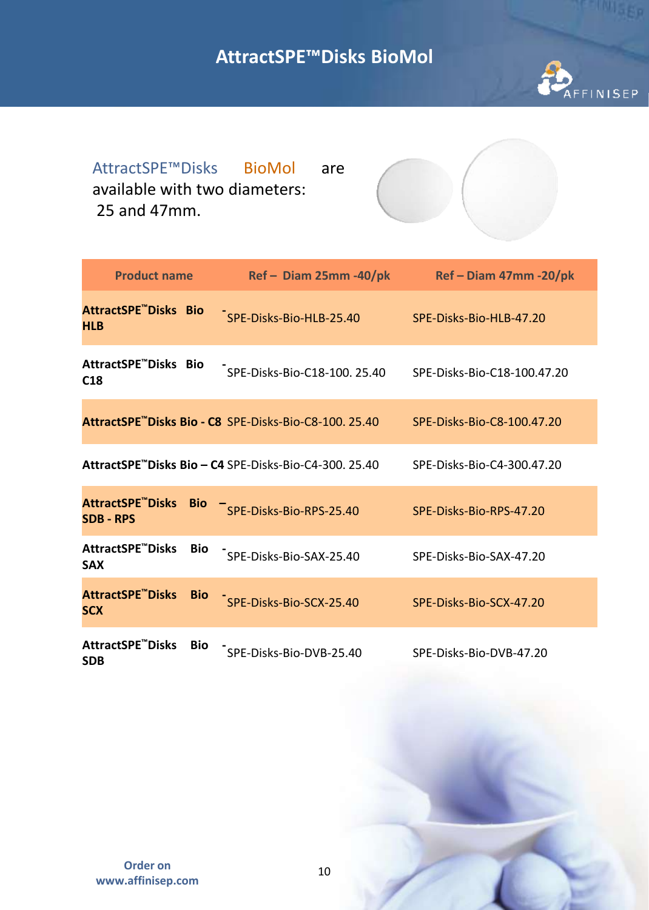# AttractSPE™Disks BioMol

AttractSPE™Disks BioMol are available with two diameters: 25 and 47mm.

| Product name | Ref – Diam 25mm -40/pk | Ref – Diam 47mm -20/pk |
|---|---|---|
| **AttractSPE™Disks Bio - HLB** | SPE-Disks-Bio-HLB-25.40 | SPE-Disks-Bio-HLB-47.20 |
| **AttractSPE™Disks Bio - C18** | SPE-Disks-Bio-C18-100. 25.40 | SPE-Disks-Bio-C18-100.47.20 |
| **AttractSPE™Disks Bio - C8** | SPE-Disks-Bio-C8-100. 25.40 | SPE-Disks-Bio-C8-100.47.20 |
| **AttractSPE™Disks Bio – C4** | SPE-Disks-Bio-C4-300. 25.40 | SPE-Disks-Bio-C4-300.47.20 |
| **AttractSPE™Disks Bio – SDB - RPS** | SPE-Disks-Bio-RPS-25.40 | SPE-Disks-Bio-RPS-47.20 |
| **AttractSPE™Disks Bio - SAX** | SPE-Disks-Bio-SAX-25.40 | SPE-Disks-Bio-SAX-47.20 |
| **AttractSPE™Disks Bio - SCX** | SPE-Disks-Bio-SCX-25.40 | SPE-Disks-Bio-SCX-47.20 |
| **AttractSPE™Disks Bio - SDB** | SPE-Disks-Bio-DVB-25.40 | SPE-Disks-Bio-DVB-47.20 |

**Order on www.affinisep.com**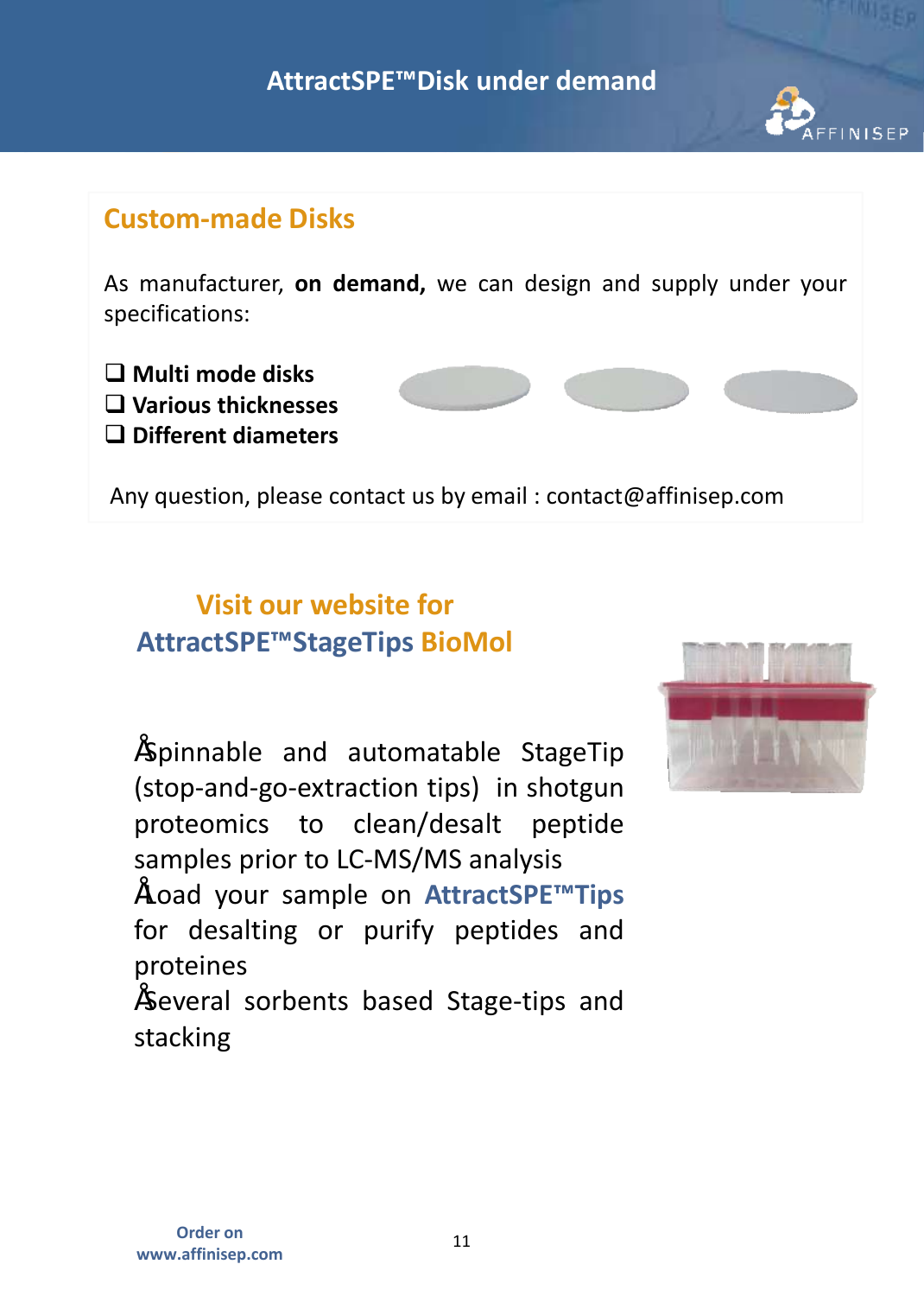# AttractSPE™Disk under demand

## Custom-made Disks

As manufacturer, **on demand,** we can design and supply under your specifications:

- **Multi mode disks**
- **Various thicknesses**
- **Different diameters**

Any question, please contact us by email : contact@affinisep.com

## Visit our website for AttractSPE™StageTips BioMol

- Spinnable and automatable StageTip (stop-and-go-extraction tips) in shotgun proteomics to clean/desalt peptide samples prior to LC-MS/MS analysis
- Load your sample on **AttractSPE™Tips** for desalting or purify peptides and proteines
- Several sorbents based Stage-tips and stacking

Order on www.affinisep.com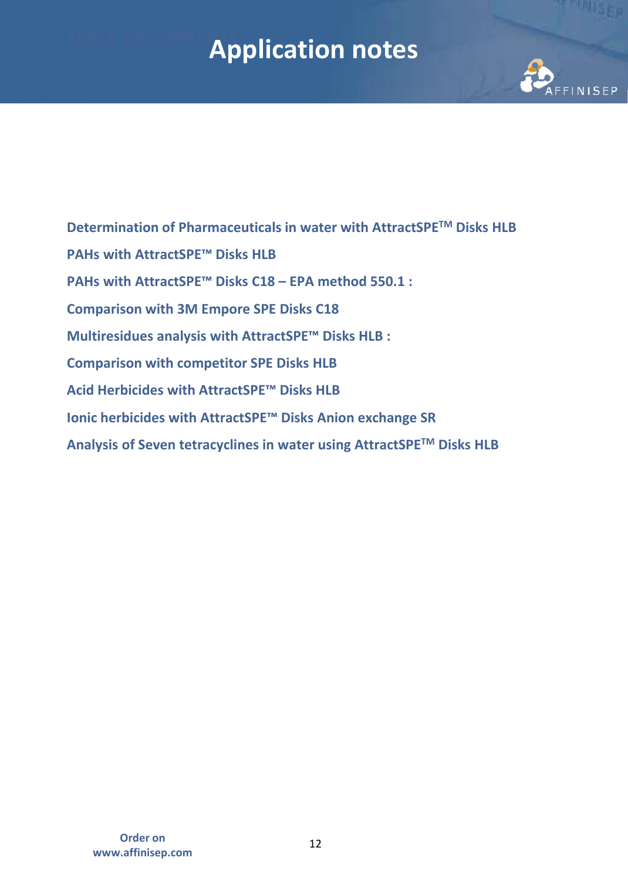# Application notes

**Determination of Pharmaceuticals in water with AttractSPE$^{TM}$ Disks HLB**

**PAHs with AttractSPE™ Disks HLB**

**PAHs with AttractSPE™ Disks C18 – EPA method 550.1 :**

**Comparison with 3M Empore SPE Disks C18**

**Multiresidues analysis with AttractSPE™ Disks HLB :**

**Comparison with competitor SPE Disks HLB**

**Acid Herbicides with AttractSPE™ Disks HLB**

**Ionic herbicides with AttractSPE™ Disks Anion exchange SR**

**Analysis of Seven tetracyclines in water using AttractSPE$^{TM}$ Disks HLB**

Order on
www.affinisep.com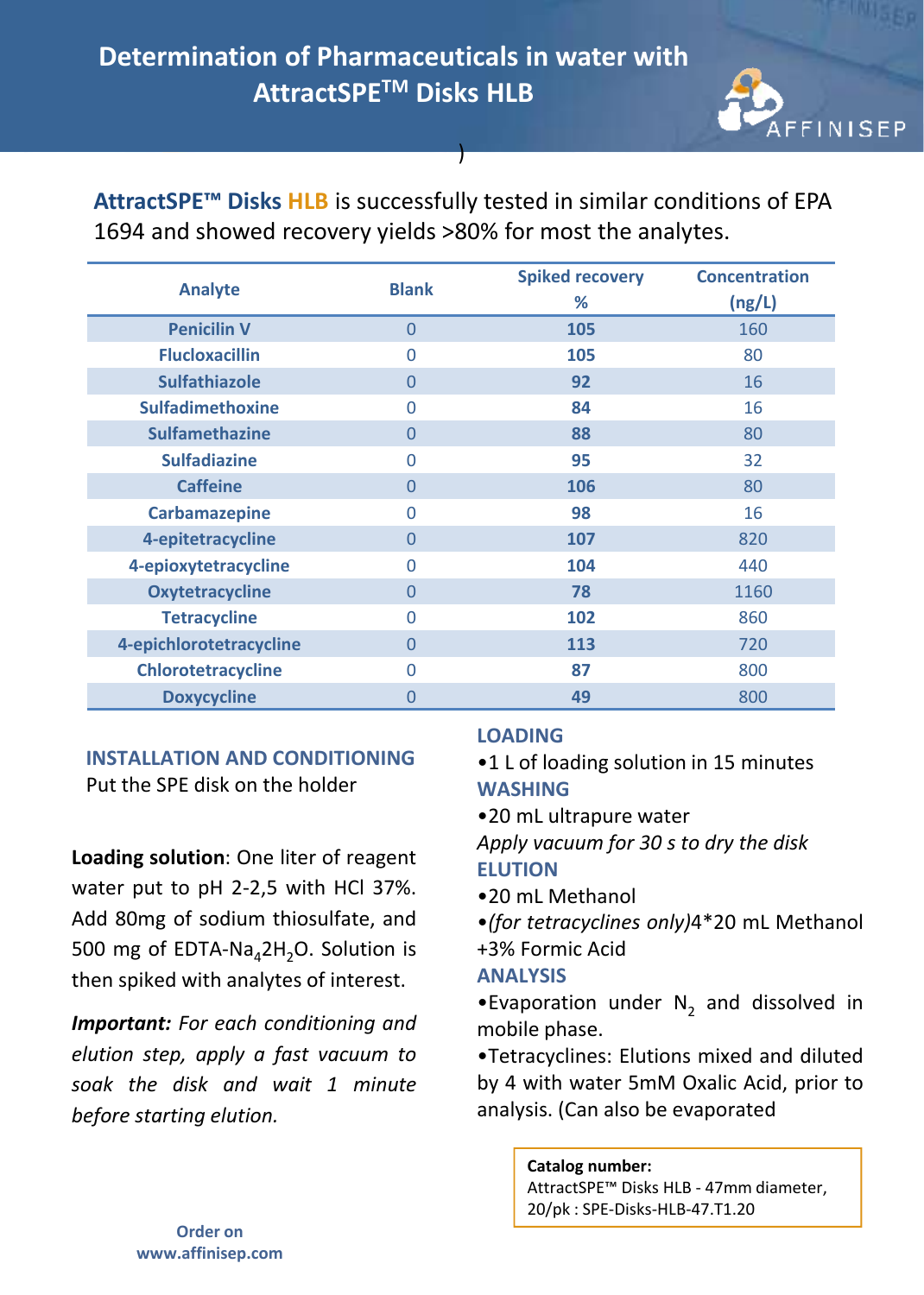# Determination of Pharmaceuticals in water with AttractSPE$^{TM}$ Disks HLB

**AttractSPE™ Disks HLB** is successfully tested in similar conditions of EPA 1694 and showed recovery yields >80% for most the analytes.

| Analyte | Blank | Spiked recovery % | Concentration (ng/L) |
|---|---|---|---|
| Penicilin V | 0 | 105 | 160 |
| Flucloxacillin | 0 | 105 | 80 |
| Sulfathiazole | 0 | 92 | 16 |
| Sulfadimethoxine | 0 | 84 | 16 |
| Sulfamethazine | 0 | 88 | 80 |
| Sulfadiazine | 0 | 95 | 32 |
| Caffeine | 0 | 106 | 80 |
| Carbamazepine | 0 | 98 | 16 |
| 4-epitetracycline | 0 | 107 | 820 |
| 4-epioxytetracycline | 0 | 104 | 440 |
| Oxytetracycline | 0 | 78 | 1160 |
| Tetracycline | 0 | 102 | 860 |
| 4-epichlorotetracycline | 0 | 113 | 720 |
| Chlorotetracycline | 0 | 87 | 800 |
| Doxycycline | 0 | 49 | 800 |

## INSTALLATION AND CONDITIONING

Put the SPE disk on the holder

**Loading solution**: One liter of reagent water put to pH 2-2,5 with HCl 37%. Add 80mg of sodium thiosulfate, and 500 mg of EDTA-$Na_4 2H_2O$. Solution is then spiked with analytes of interest.

***Important:*** *For each conditioning and elution step, apply a fast vacuum to soak the disk and wait 1 minute before starting elution.*

## LOADING

- 1 L of loading solution in 15 minutes

## WASHING

- 20 mL ultrapure water

*Apply vacuum for 30 s to dry the disk*

## ELUTION

- 20 mL Methanol
- *(for tetracyclines only)*4*20 mL Methanol +3% Formic Acid

## ANALYSIS

- Evaporation under $N_2$ and dissolved in mobile phase.
- Tetracyclines: Elutions mixed and diluted by 4 with water 5mM Oxalic Acid, prior to analysis. (Can also be evaporated

**Catalog number:**
AttractSPE™ Disks HLB - 47mm diameter, 20/pk : SPE-Disks-HLB-47.T1.20

Order on
www.affinisep.com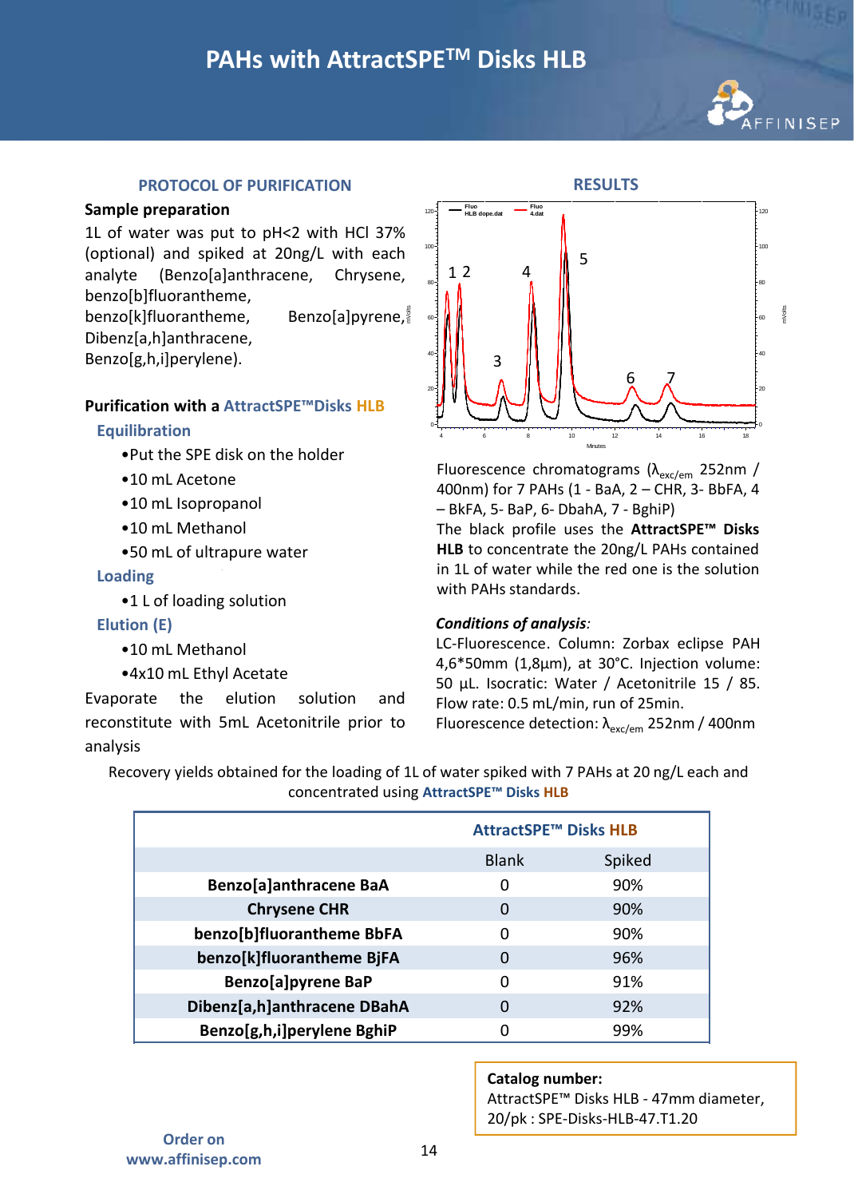# PAHs with AttractSPE™ Disks HLB

## PROTOCOL OF PURIFICATION

**Sample preparation**

1L of water was put to pH<2 with HCl 37% (optional) and spiked at 20ng/L with each analyte (Benzo[a]anthracene, Chrysene, benzo[b]fluorantheme, benzo[k]fluorantheme, Benzo[a]pyrene, Dibenz[a,h]anthracene, Benzo[g,h,i]perylene).

**Purification with a AttractSPE™Disks HLB**

**Equilibration**

- Put the SPE disk on the holder
- 10 mL Acetone
- 10 mL Isopropanol
- 10 mL Methanol
- 50 mL of ultrapure water

**Loading**

- 1 L of loading solution

**Elution (E)**

- 10 mL Methanol
- 4x10 mL Ethyl Acetate

Evaporate the elution solution and reconstitute with 5mL Acetonitrile prior to analysis

## RESULTS

Fluorescence chromatograms ($\lambda_{exc/em}$ 252nm / 400nm) for 7 PAHs (1 - BaA, 2 – CHR, 3- BbFA, 4 – BkFA, 5- BaP, 6- DbahA, 7 - BghiP)

The black profile uses the **AttractSPE™ Disks HLB** to concentrate the 20ng/L PAHs contained in 1L of water while the red one is the solution with PAHs standards.

***Conditions of analysis***:

LC-Fluorescence. Column: Zorbax eclipse PAH 4,6*50mm (1,8µm), at 30°C. Injection volume: 50 µL. Isocratic: Water / Acetonitrile 15 / 85. Flow rate: 0.5 mL/min, run of 25min. Fluorescence detection: $\lambda_{exc/em}$ 252nm / 400nm

Recovery yields obtained for the loading of 1L of water spiked with 7 PAHs at 20 ng/L each and concentrated using **AttractSPE™ Disks HLB**

| | AttractSPE™ Disks HLB | |
|---|---|---|
| | Blank | Spiked |
| **Benzo[a]anthracene BaA** | 0 | 90% |
| **Chrysene CHR** | 0 | 90% |
| **benzo[b]fluorantheme BbFA** | 0 | 90% |
| **benzo[k]fluorantheme BjFA** | 0 | 96% |
| **Benzo[a]pyrene BaP** | 0 | 91% |
| **Dibenz[a,h]anthracene DBahA** | 0 | 92% |
| **Benzo[g,h,i]perylene BghiP** | 0 | 99% |

**Catalog number:**
AttractSPE™ Disks HLB - 47mm diameter, 20/pk : SPE-Disks-HLB-47.T1.20

Order on www.affinisep.com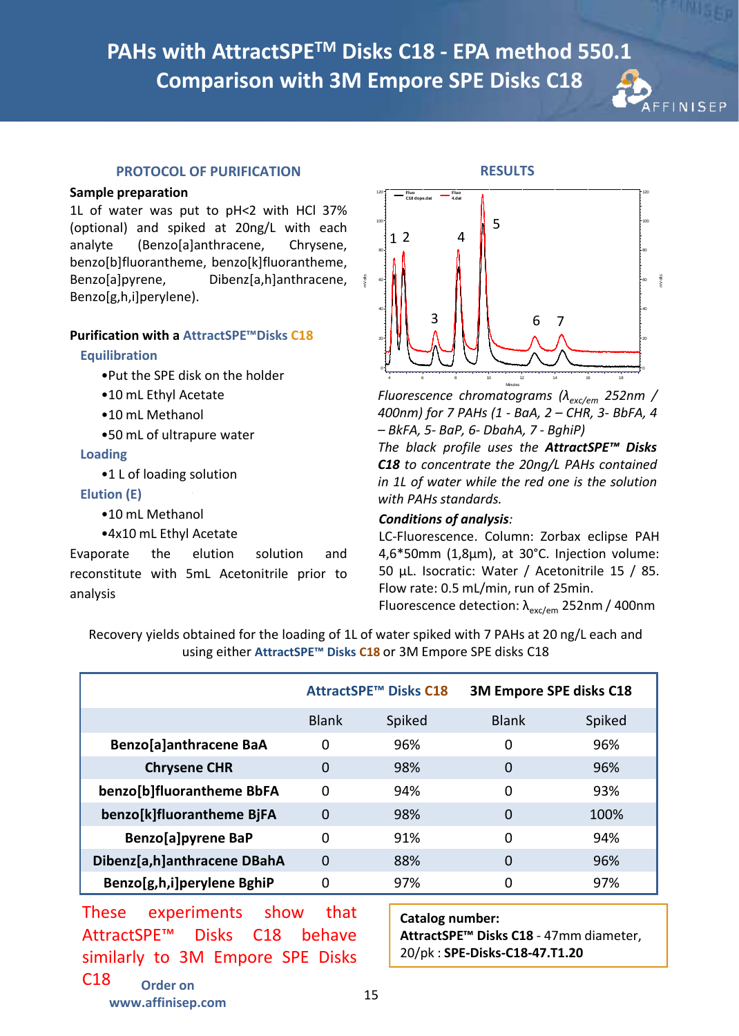# PAHs with AttractSPE™ Disks C18 - EPA method 550.1
# Comparison with 3M Empore SPE Disks C18

## PROTOCOL OF PURIFICATION

**Sample preparation**

1L of water was put to pH<2 with HCl 37% (optional) and spiked at 20ng/L with each analyte (Benzo[a]anthracene, Chrysene, benzo[b]fluorantheme, benzo[k]fluorantheme, Benzo[a]pyrene, Dibenz[a,h]anthracene, Benzo[g,h,i]perylene).

**Purification with a AttractSPE™Disks C18**

**Equilibration**

- Put the SPE disk on the holder
- 10 mL Ethyl Acetate
- 10 mL Methanol
- 50 mL of ultrapure water

**Loading**

- 1 L of loading solution

**Elution (E)**

- 10 mL Methanol
- 4x10 mL Ethyl Acetate

Evaporate the elution solution and reconstitute with 5mL Acetonitrile prior to analysis

## RESULTS

*Fluorescence chromatograms ($\lambda_{exc/em}$ 252nm / 400nm) for 7 PAHs (1 - BaA, 2 – CHR, 3- BbFA, 4 – BkFA, 5- BaP, 6- DbahA, 7 - BghiP)*

*The black profile uses the **AttractSPE™ Disks C18** to concentrate the 20ng/L PAHs contained in 1L of water while the red one is the solution with PAHs standards.*

***Conditions of analysis**:*

LC-Fluorescence. Column: Zorbax eclipse PAH 4,6*50mm (1,8µm), at 30°C. Injection volume: 50 µL. Isocratic: Water / Acetonitrile 15 / 85. Flow rate: 0.5 mL/min, run of 25min.
Fluorescence detection: $\lambda_{exc/em}$ 252nm / 400nm

Recovery yields obtained for the loading of 1L of water spiked with 7 PAHs at 20 ng/L each and using either **AttractSPE™ Disks C18** or 3M Empore SPE disks C18

| | AttractSPE™ Disks C18 | | 3M Empore SPE disks C18 | |
|---|---|---|---|---|
| | Blank | Spiked | Blank | Spiked |
| **Benzo[a]anthracene BaA** | 0 | 96% | 0 | 96% |
| **Chrysene CHR** | 0 | 98% | 0 | 96% |
| **benzo[b]fluorantheme BbFA** | 0 | 94% | 0 | 93% |
| **benzo[k]fluorantheme BjFA** | 0 | 98% | 0 | 100% |
| **Benzo[a]pyrene BaP** | 0 | 91% | 0 | 94% |
| **Dibenz[a,h]anthracene DBahA** | 0 | 88% | 0 | 96% |
| **Benzo[g,h,i]perylene BghiP** | 0 | 97% | 0 | 97% |

These experiments show that AttractSPE™ Disks C18 behave similarly to 3M Empore SPE Disks C18

**Catalog number:**
**AttractSPE™ Disks C18** - 47mm diameter, 20/pk : **SPE-Disks-C18-47.T1.20**

**Order on www.affinisep.com**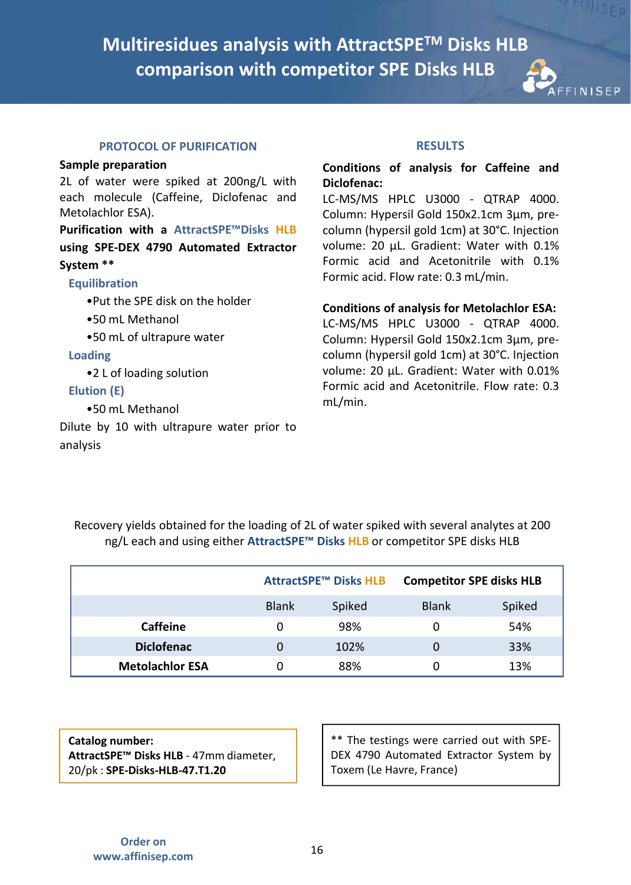# Multiresidues analysis with AttractSPE$^{TM}$ Disks HLB comparison with competitor SPE Disks HLB

## PROTOCOL OF PURIFICATION

**Sample preparation**

2L of water were spiked at 200ng/L with each molecule (Caffeine, Diclofenac and Metolachlor ESA).

**Purification with a AttractSPE™Disks HLB using SPE-DEX 4790 Automated Extractor System ****

**Equilibration**

- Put the SPE disk on the holder
- 50 mL Methanol
- 50 mL of ultrapure water

**Loading**

- 2 L of loading solution

**Elution (E)**

- 50 mL Methanol

Dilute by 10 with ultrapure water prior to analysis

## RESULTS

**Conditions of analysis for Caffeine and Diclofenac:**

LC-MS/MS HPLC U3000 - QTRAP 4000. Column: Hypersil Gold 150x2.1cm 3µm, pre-column (hypersil gold 1cm) at 30°C. Injection volume: 20 µL. Gradient: Water with 0.1% Formic acid and Acetonitrile with 0.1% Formic acid. Flow rate: 0.3 mL/min.

**Conditions of analysis for Metolachlor ESA:**

LC-MS/MS HPLC U3000 - QTRAP 4000. Column: Hypersil Gold 150x2.1cm 3µm, pre-column (hypersil gold 1cm) at 30°C. Injection volume: 20 µL. Gradient: Water with 0.01% Formic acid and Acetonitrile. Flow rate: 0.3 mL/min.

Recovery yields obtained for the loading of 2L of water spiked with several analytes at 200 ng/L each and using either **AttractSPE™ Disks HLB** or competitor SPE disks HLB

| | **AttractSPE™ Disks HLB** | | **Competitor SPE disks HLB** | |
|---|---|---|---|---|
| | Blank | Spiked | Blank | Spiked |
| **Caffeine** | 0 | 98% | 0 | 54% |
| **Diclofenac** | 0 | 102% | 0 | 33% |
| **Metolachlor ESA** | 0 | 88% | 0 | 13% |

**Catalog number:**
**AttractSPE™ Disks HLB** - 47mm diameter, 20/pk : **SPE-Disks-HLB-47.T1.20**

** The testings were carried out with SPE-DEX 4790 Automated Extractor System by Toxem (Le Havre, France)

**Order on www.affinisep.com**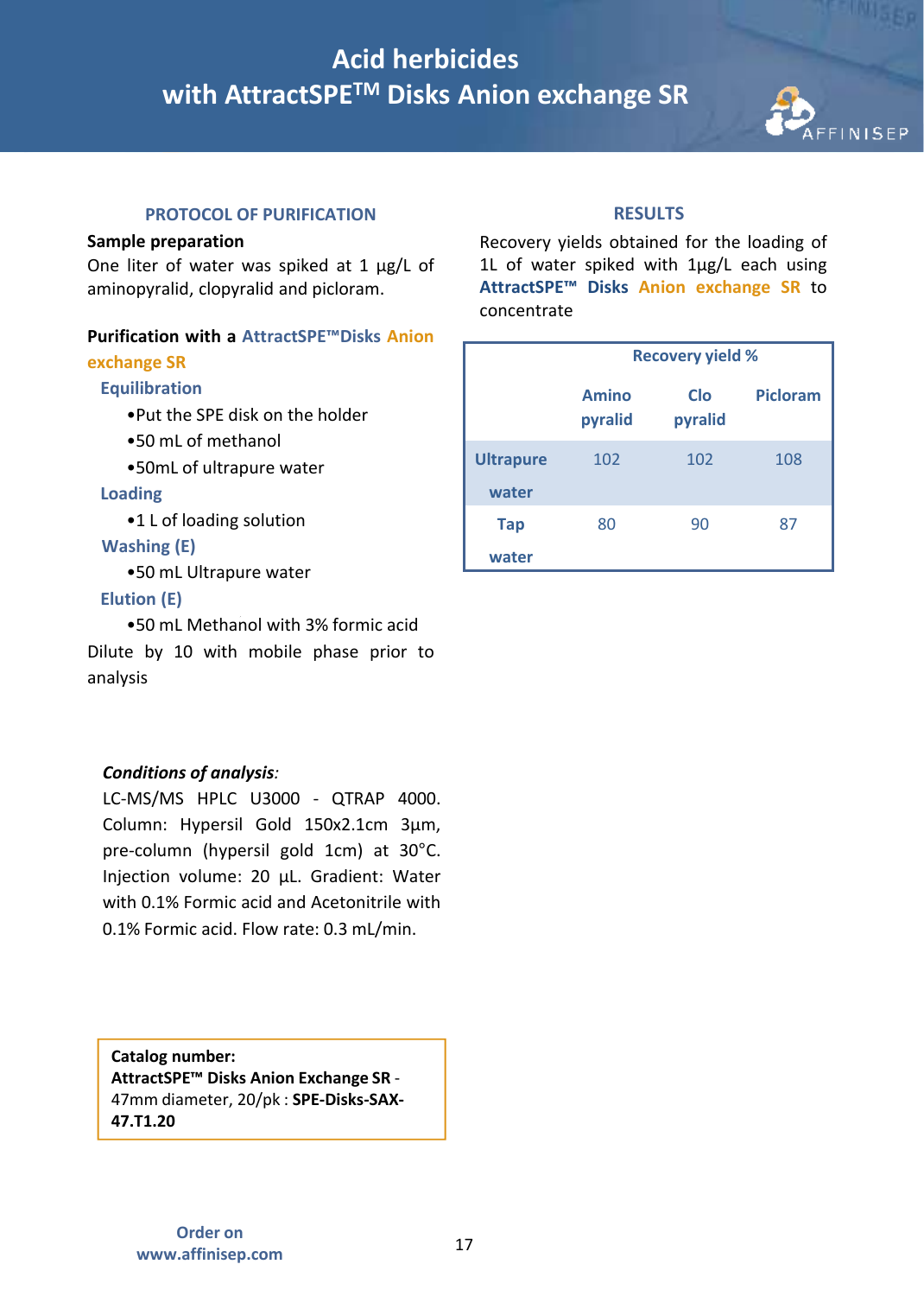# Acid herbicides with AttractSPE™ Disks Anion exchange SR

## PROTOCOL OF PURIFICATION

**Sample preparation**

One liter of water was spiked at 1 µg/L of aminopyralid, clopyralid and picloram.

**Purification with a AttractSPE™Disks Anion exchange SR**

**Equilibration**

- Put the SPE disk on the holder
- 50 mL of methanol
- 50mL of ultrapure water

**Loading**

- 1 L of loading solution

**Washing (E)**

- 50 mL Ultrapure water

**Elution (E)**

- 50 mL Methanol with 3% formic acid

Dilute by 10 with mobile phase prior to analysis

***Conditions of analysis:***

LC-MS/MS HPLC U3000 - QTRAP 4000. Column: Hypersil Gold 150x2.1cm 3µm, pre-column (hypersil gold 1cm) at 30°C. Injection volume: 20 µL. Gradient: Water with 0.1% Formic acid and Acetonitrile with 0.1% Formic acid. Flow rate: 0.3 mL/min.

**Catalog number:**
**AttractSPE™ Disks Anion Exchange SR** - 47mm diameter, 20/pk : **SPE-Disks-SAX-47.T1.20**

## RESULTS

Recovery yields obtained for the loading of 1L of water spiked with 1µg/L each using **AttractSPE™ Disks Anion exchange SR** to concentrate

| | Recovery yield % | | |
|---|---|---|---|
| | Aminopyralid | Clopyralid | Picloram |
| Ultrapure water | 102 | 102 | 108 |
| Tap water | 80 | 90 | 87 |

Order on www.affinisep.com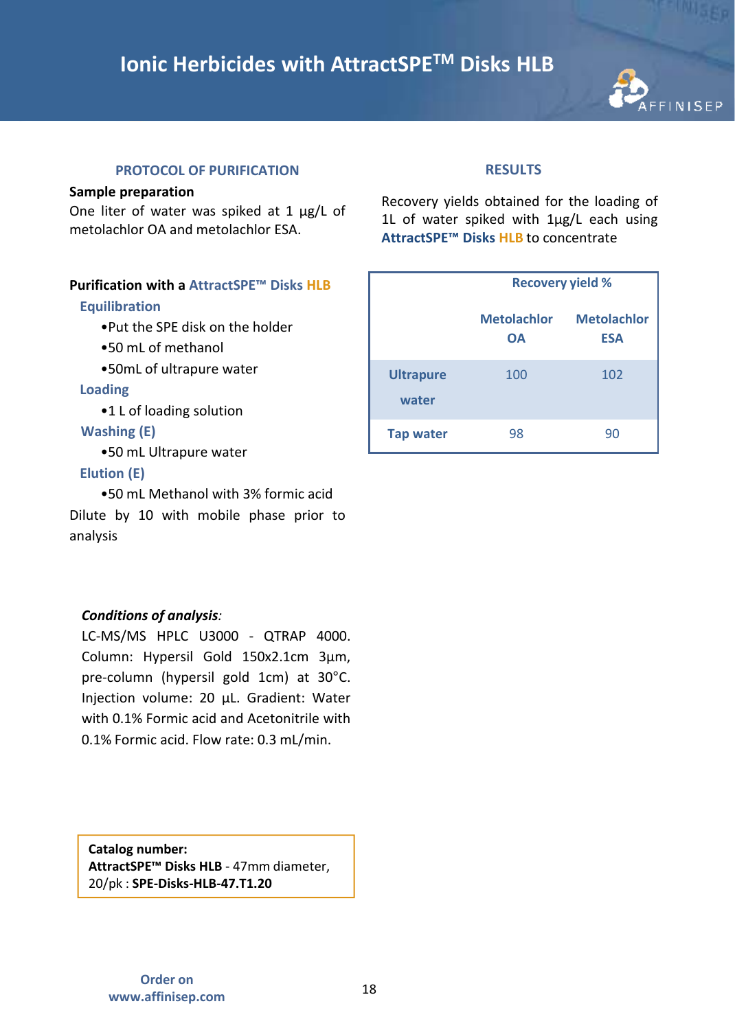# Ionic Herbicides with AttractSPE™ Disks HLB

## PROTOCOL OF PURIFICATION

**Sample preparation**

One liter of water was spiked at 1 µg/L of metolachlor OA and metolachlor ESA.

**Purification with a AttractSPE™ Disks HLB**

**Equilibration**

- Put the SPE disk on the holder
- 50 mL of methanol
- 50mL of ultrapure water

**Loading**

- 1 L of loading solution

**Washing (E)**

- 50 mL Ultrapure water

**Elution (E)**

- 50 mL Methanol with 3% formic acid

Dilute by 10 with mobile phase prior to analysis

***Conditions of analysis:***

LC-MS/MS HPLC U3000 - QTRAP 4000. Column: Hypersil Gold 150x2.1cm 3µm, pre-column (hypersil gold 1cm) at 30°C. Injection volume: 20 µL. Gradient: Water with 0.1% Formic acid and Acetonitrile with 0.1% Formic acid. Flow rate: 0.3 mL/min.

**Catalog number:**
**AttractSPE™ Disks HLB** - 47mm diameter, 20/pk : **SPE-Disks-HLB-47.T1.20**

## RESULTS

Recovery yields obtained for the loading of 1L of water spiked with 1µg/L each using **AttractSPE™ Disks HLB** to concentrate

| | Recovery yield % | |
|---|---|---|
| | Metolachlor OA | Metolachlor ESA |
| Ultrapure water | 100 | 102 |
| Tap water | 98 | 90 |

Order on www.affinisep.com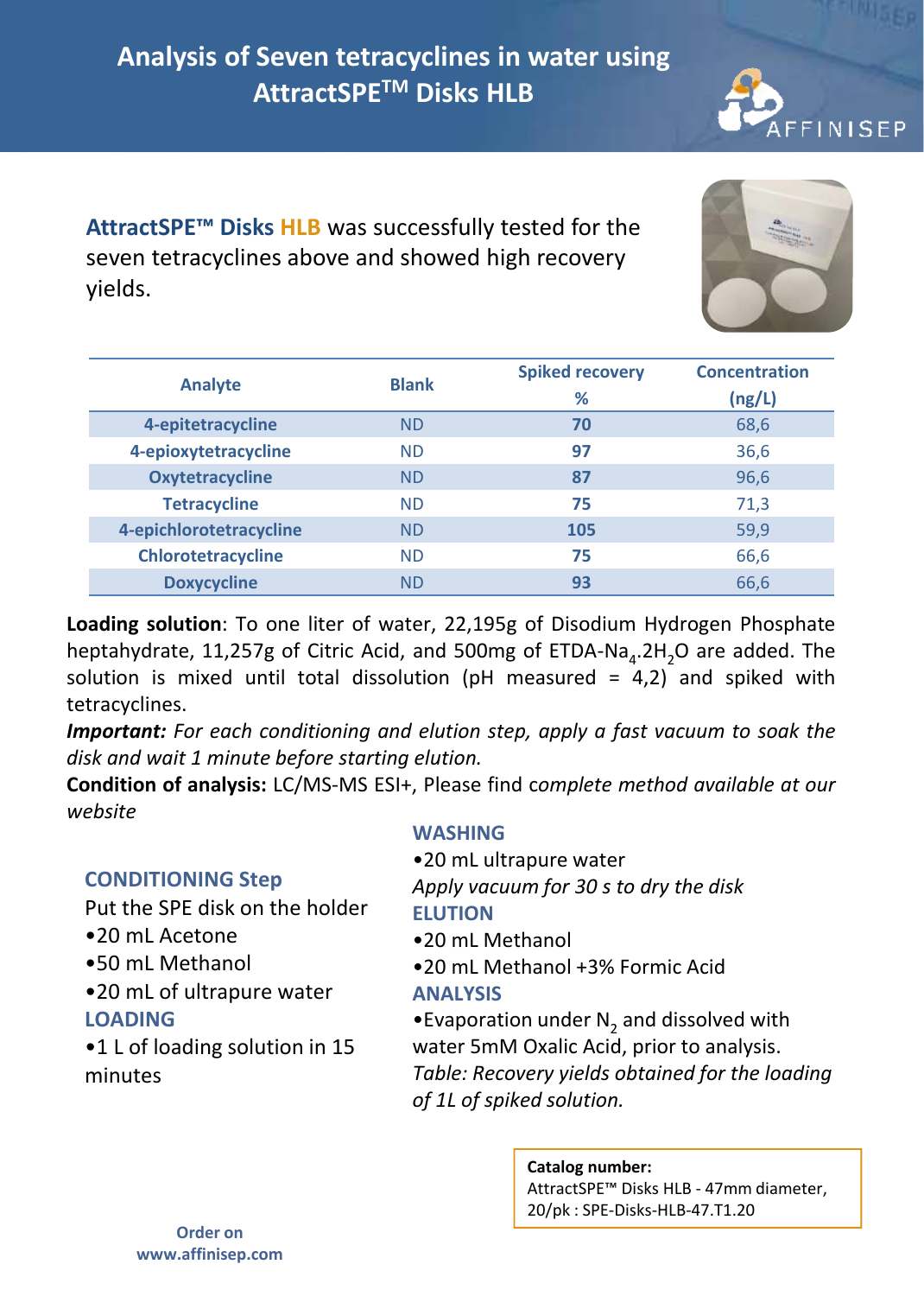# Analysis of Seven tetracyclines in water using AttractSPE™ Disks HLB

**AttractSPE™ Disks HLB** was successfully tested for the seven tetracyclines above and showed high recovery yields.

| Analyte | Blank | Spiked recovery % | Concentration (ng/L) |
|---|---|---|---|
| **4-epitetracycline** | ND | **70** | 68,6 |
| **4-epioxytetracycline** | ND | **97** | 36,6 |
| **Oxytetracycline** | ND | **87** | 96,6 |
| **Tetracycline** | ND | **75** | 71,3 |
| **4-epichlorotetracycline** | ND | **105** | 59,9 |
| **Chlorotetracycline** | ND | **75** | 66,6 |
| **Doxycycline** | ND | **93** | 66,6 |

**Loading solution**: To one liter of water, 22,195g of Disodium Hydrogen Phosphate heptahydrate, 11,257g of Citric Acid, and 500mg of ETDA-$Na_4.2H_2O$ are added. The solution is mixed until total dissolution (pH measured = 4,2) and spiked with tetracyclines.

***Important:*** *For each conditioning and elution step, apply a fast vacuum to soak the disk and wait 1 minute before starting elution.*

**Condition of analysis:** LC/MS-MS ESI+, Please find c*omplete method available at our website*

### CONDITIONING Step

Put the SPE disk on the holder

- 20 mL Acetone
- 50 mL Methanol
- 20 mL of ultrapure water

### LOADING

- 1 L of loading solution in 15 minutes

### WASHING

- 20 mL ultrapure water

*Apply vacuum for 30 s to dry the disk*

### ELUTION

- 20 mL Methanol
- 20 mL Methanol +3% Formic Acid

### ANALYSIS

- Evaporation under $N_2$ and dissolved with water 5mM Oxalic Acid, prior to analysis.

*Table: Recovery yields obtained for the loading of 1L of spiked solution.*

**Catalog number:**
AttractSPE™ Disks HLB - 47mm diameter, 20/pk : SPE-Disks-HLB-47.T1.20

**Order on www.affinisep.com**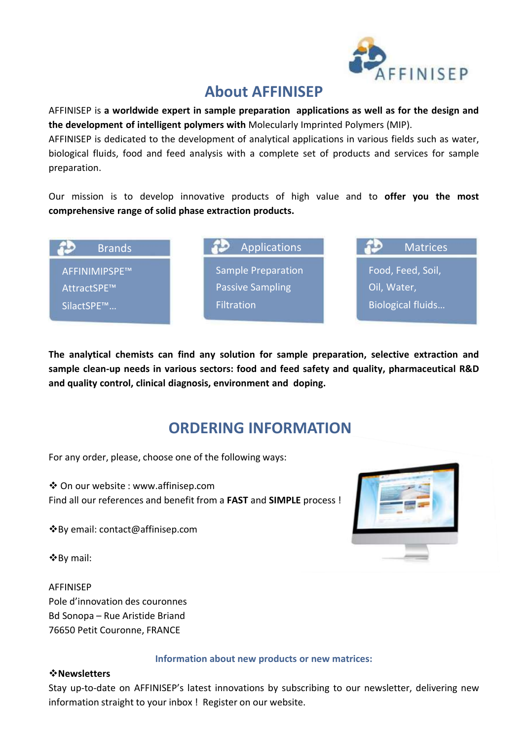AFFINISEP

## About AFFINISEP

AFFINISEP is **a worldwide expert in sample preparation applications as well as for the design and the development of intelligent polymers with** Molecularly Imprinted Polymers (MIP).
AFFINISEP is dedicated to the development of analytical applications in various fields such as water, biological fluids, food and feed analysis with a complete set of products and services for sample preparation.

Our mission is to develop innovative products of high value and to **offer you the most comprehensive range of solid phase extraction products.**

| Brands | Applications | Matrices |
|---|---|---|
| AFFINIMIPSPE™ | Sample Preparation | Food, Feed, Soil, |
| AttractSPE™ | Passive Sampling | Oil, Water, |
| SilactSPE™… | Filtration | Biological fluids… |

**The analytical chemists can find any solution for sample preparation, selective extraction and sample clean-up needs in various sectors: food and feed safety and quality, pharmaceutical R&D and quality control, clinical diagnosis, environment and doping.**

## ORDERING INFORMATION

For any order, please, choose one of the following ways:

❖ On our website : www.affinisep.com
Find all our references and benefit from a **FAST** and **SIMPLE** process !

❖By email: contact@affinisep.com

❖By mail:

AFFINISEP
Pole d'innovation des couronnes
Bd Sonopa – Rue Aristide Briand
76650 Petit Couronne, FRANCE

**Information about new products or new matrices:**

❖**Newsletters**
Stay up-to-date on AFFINISEP's latest innovations by subscribing to our newsletter, delivering new information straight to your inbox ! Register on our website.